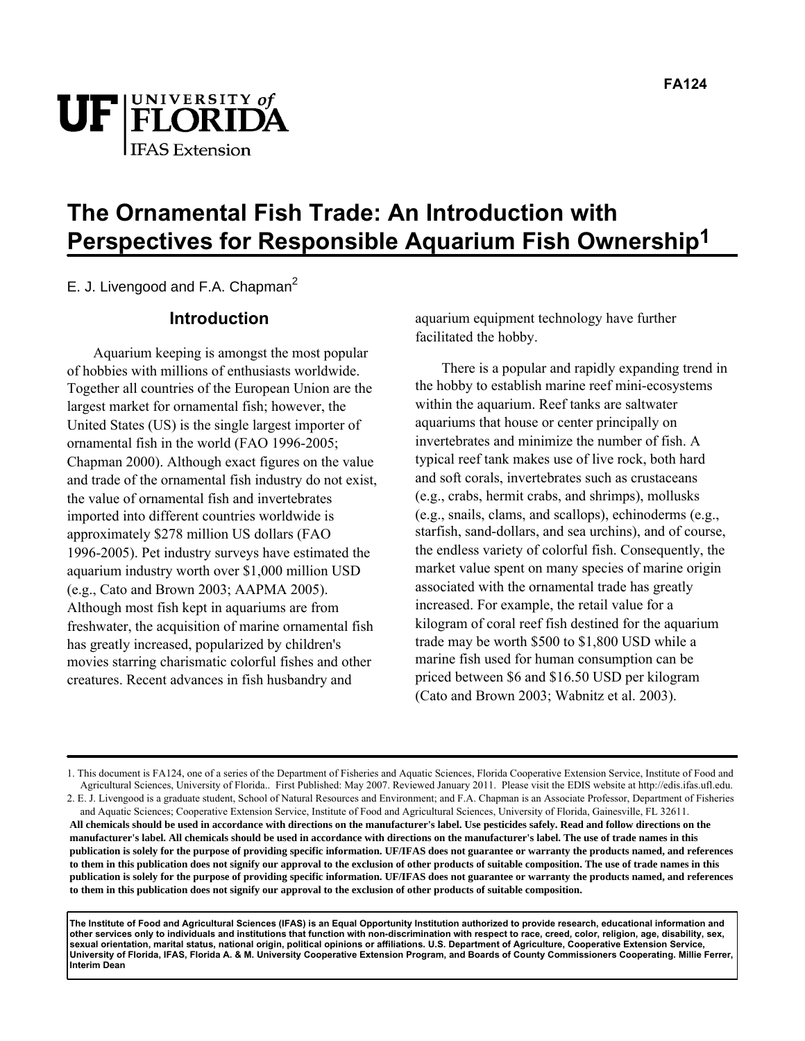FA124

# The Ornamental Fish Trade: An Introduction with Perspectives for Responsible Aquarium Fish Ownership[1]

E. J. Livengood and F.A. Chapman[2]

## Introduction

Aquarium keeping is amongst the most popular of hobbies with millions of enthusiasts worldwide. Together all countries of the European Union are the largest market for ornamental fish; however, the United States (US) is the single largest importer of ornamental fish in the world (FAO 1996-2005; Chapman 2000). Although exact figures on the value and trade of the ornamental fish industry do not exist, the value of ornamental fish and invertebrates imported into different countries worldwide is approximately $278 million US dollars (FAO 1996-2005). Pet industry surveys have estimated the aquarium industry worth over $1,000 million USD (e.g., Cato and Brown 2003; AAPMA 2005). Although most fish kept in aquariums are from freshwater, the acquisition of marine ornamental fish has greatly increased, popularized by children's movies starring charismatic colorful fishes and other creatures. Recent advances in fish husbandry and aquarium equipment technology have further facilitated the hobby.

There is a popular and rapidly expanding trend in the hobby to establish marine reef mini-ecosystems within the aquarium. Reef tanks are saltwater aquariums that house or center principally on invertebrates and minimize the number of fish. A typical reef tank makes use of live rock, both hard and soft corals, invertebrates such as crustaceans (e.g., crabs, hermit crabs, and shrimps), mollusks (e.g., snails, clams, and scallops), echinoderms (e.g., starfish, sand-dollars, and sea urchins), and of course, the endless variety of colorful fish. Consequently, the market value spent on many species of marine origin associated with the ornamental trade has greatly increased. For example, the retail value for a kilogram of coral reef fish destined for the aquarium trade may be worth $500 to $1,800 USD while a marine fish used for human consumption can be priced between $6 and $16.50 USD per kilogram (Cato and Brown 2003; Wabnitz et al. 2003).

---

1. This document is FA124, one of a series of the Department of Fisheries and Aquatic Sciences, Florida Cooperative Extension Service, Institute of Food and Agricultural Sciences, University of Florida.. First Published: May 2007. Reviewed January 2011. Please visit the EDIS website at http://edis.ifas.ufl.edu.
2. E. J. Livengood is a graduate student, School of Natural Resources and Environment; and F.A. Chapman is an Associate Professor, Department of Fisheries and Aquatic Sciences; Cooperative Extension Service, Institute of Food and Agricultural Sciences, University of Florida, Gainesville, FL 32611.

**All chemicals should be used in accordance with directions on the manufacturer's label. Use pesticides safely. Read and follow directions on the manufacturer's label. All chemicals should be used in accordance with directions on the manufacturer's label. The use of trade names in this publication is solely for the purpose of providing specific information. UF/IFAS does not guarantee or warranty the products named, and references to them in this publication does not signify our approval to the exclusion of other products of suitable composition. The use of trade names in this publication is solely for the purpose of providing specific information. UF/IFAS does not guarantee or warranty the products named, and references to them in this publication does not signify our approval to the exclusion of other products of suitable composition.**

**The Institute of Food and Agricultural Sciences (IFAS) is an Equal Opportunity Institution authorized to provide research, educational information and other services only to individuals and institutions that function with non-discrimination with respect to race, creed, color, religion, age, disability, sex, sexual orientation, marital status, national origin, political opinions or affiliations. U.S. Department of Agriculture, Cooperative Extension Service, University of Florida, IFAS, Florida A. & M. University Cooperative Extension Program, and Boards of County Commissioners Cooperating. Millie Ferrer, Interim Dean**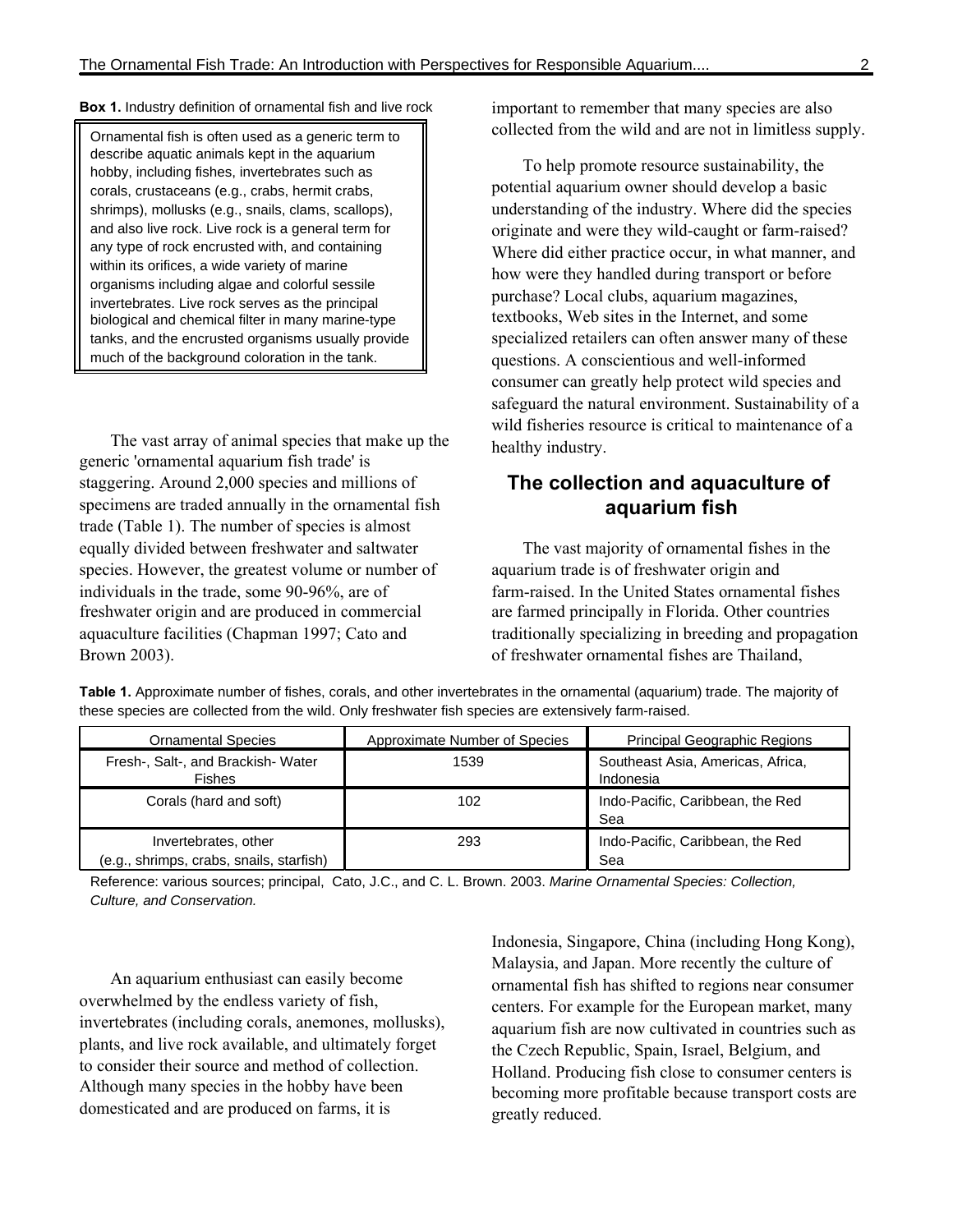**Box 1.** Industry definition of ornamental fish and live rock

Ornamental fish is often used as a generic term to describe aquatic animals kept in the aquarium hobby, including fishes, invertebrates such as corals, crustaceans (e.g., crabs, hermit crabs, shrimps), mollusks (e.g., snails, clams, scallops), and also live rock. Live rock is a general term for any type of rock encrusted with, and containing within its orifices, a wide variety of marine organisms including algae and colorful sessile invertebrates. Live rock serves as the principal biological and chemical filter in many marine-type tanks, and the encrusted organisms usually provide much of the background coloration in the tank.

The vast array of animal species that make up the generic 'ornamental aquarium fish trade' is staggering. Around 2,000 species and millions of specimens are traded annually in the ornamental fish trade (Table 1). The number of species is almost equally divided between freshwater and saltwater species. However, the greatest volume or number of individuals in the trade, some 90-96%, are of freshwater origin and are produced in commercial aquaculture facilities (Chapman 1997; Cato and Brown 2003).

**Table 1.** Approximate number of fishes, corals, and other invertebrates in the ornamental (aquarium) trade. The majority of these species are collected from the wild. Only freshwater fish species are extensively farm-raised.

| Ornamental Species | Approximate Number of Species | Principal Geographic Regions |
|---|---|---|
| Fresh-, Salt-, and Brackish- Water Fishes | 1539 | Southeast Asia, Americas, Africa, Indonesia |
| Corals (hard and soft) | 102 | Indo-Pacific, Caribbean, the Red Sea |
| Invertebrates, other (e.g., shrimps, crabs, snails, starfish) | 293 | Indo-Pacific, Caribbean, the Red Sea |

Reference: various sources; principal, Cato, J.C., and C. L. Brown. 2003. *Marine Ornamental Species: Collection, Culture, and Conservation.*

An aquarium enthusiast can easily become overwhelmed by the endless variety of fish, invertebrates (including corals, anemones, mollusks), plants, and live rock available, and ultimately forget to consider their source and method of collection. Although many species in the hobby have been domesticated and are produced on farms, it is important to remember that many species are also collected from the wild and are not in limitless supply.

To help promote resource sustainability, the potential aquarium owner should develop a basic understanding of the industry. Where did the species originate and were they wild-caught or farm-raised? Where did either practice occur, in what manner, and how were they handled during transport or before purchase? Local clubs, aquarium magazines, textbooks, Web sites in the Internet, and some specialized retailers can often answer many of these questions. A conscientious and well-informed consumer can greatly help protect wild species and safeguard the natural environment. Sustainability of a wild fisheries resource is critical to maintenance of a healthy industry.

## The collection and aquaculture of aquarium fish

The vast majority of ornamental fishes in the aquarium trade is of freshwater origin and farm-raised. In the United States ornamental fishes are farmed principally in Florida. Other countries traditionally specializing in breeding and propagation of freshwater ornamental fishes are Thailand, Indonesia, Singapore, China (including Hong Kong), Malaysia, and Japan. More recently the culture of ornamental fish has shifted to regions near consumer centers. For example for the European market, many aquarium fish are now cultivated in countries such as the Czech Republic, Spain, Israel, Belgium, and Holland. Producing fish close to consumer centers is becoming more profitable because transport costs are greatly reduced.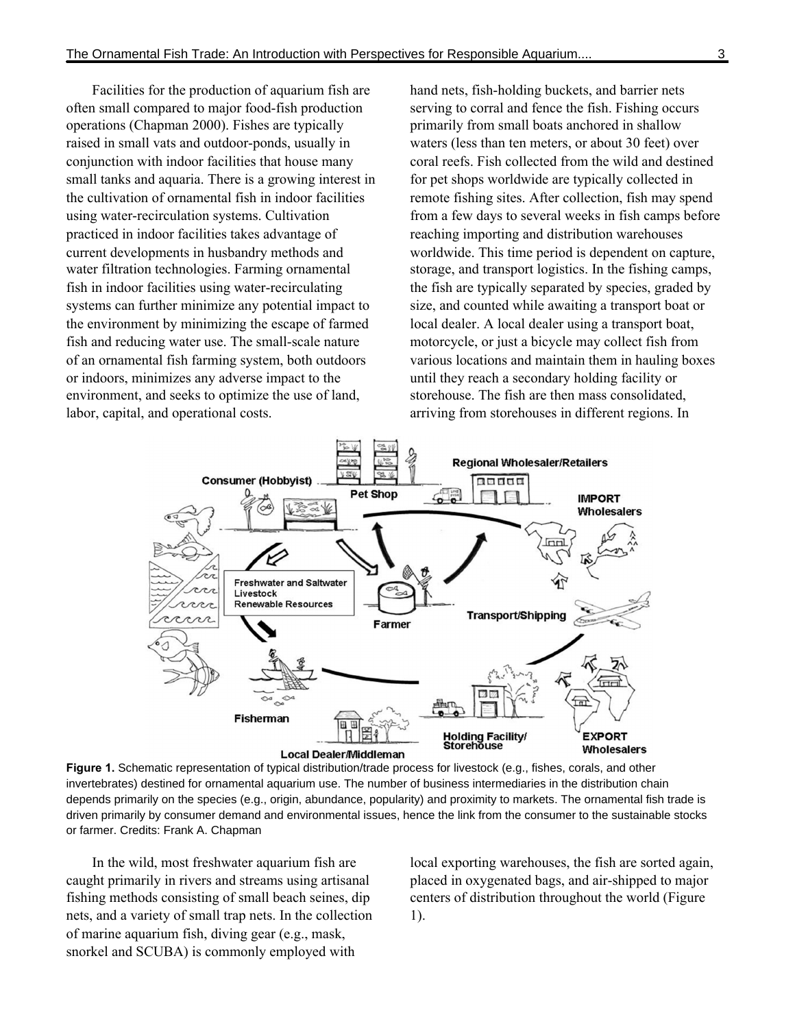Facilities for the production of aquarium fish are often small compared to major food-fish production operations (Chapman 2000). Fishes are typically raised in small vats and outdoor-ponds, usually in conjunction with indoor facilities that house many small tanks and aquaria. There is a growing interest in the cultivation of ornamental fish in indoor facilities using water-recirculation systems. Cultivation practiced in indoor facilities takes advantage of current developments in husbandry methods and water filtration technologies. Farming ornamental fish in indoor facilities using water-recirculating systems can further minimize any potential impact to the environment by minimizing the escape of farmed fish and reducing water use. The small-scale nature of an ornamental fish farming system, both outdoors or indoors, minimizes any adverse impact to the environment, and seeks to optimize the use of land, labor, capital, and operational costs.

In the wild, most freshwater aquarium fish are caught primarily in rivers and streams using artisanal fishing methods consisting of small beach seines, dip nets, and a variety of small trap nets. In the collection of marine aquarium fish, diving gear (e.g., mask, snorkel and SCUBA) is commonly employed with hand nets, fish-holding buckets, and barrier nets serving to corral and fence the fish. Fishing occurs primarily from small boats anchored in shallow waters (less than ten meters, or about 30 feet) over coral reefs. Fish collected from the wild and destined for pet shops worldwide are typically collected in remote fishing sites. After collection, fish may spend from a few days to several weeks in fish camps before reaching importing and distribution warehouses worldwide. This time period is dependent on capture, storage, and transport logistics. In the fishing camps, the fish are typically separated by species, graded by size, and counted while awaiting a transport boat or local dealer. A local dealer using a transport boat, motorcycle, or just a bicycle may collect fish from various locations and maintain them in hauling boxes until they reach a secondary holding facility or storehouse. The fish are then mass consolidated, arriving from storehouses in different regions. In local exporting warehouses, the fish are sorted again, placed in oxygenated bags, and air-shipped to major centers of distribution throughout the world (Figure 1).

**Figure 1.** Schematic representation of typical distribution/trade process for livestock (e.g., fishes, corals, and other invertebrates) destined for ornamental aquarium use. The number of business intermediaries in the distribution chain depends primarily on the species (e.g., origin, abundance, popularity) and proximity to markets. The ornamental fish trade is driven primarily by consumer demand and environmental issues, hence the link from the consumer to the sustainable stocks or farmer. Credits: Frank A. Chapman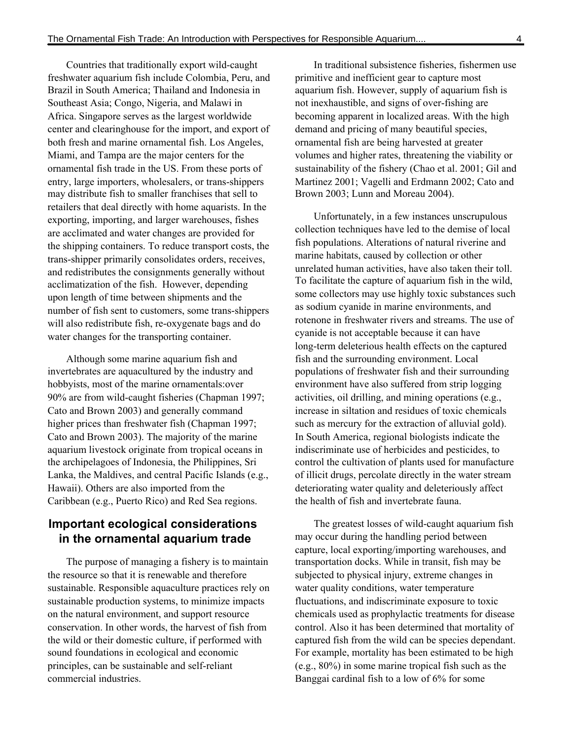Countries that traditionally export wild-caught freshwater aquarium fish include Colombia, Peru, and Brazil in South America; Thailand and Indonesia in Southeast Asia; Congo, Nigeria, and Malawi in Africa. Singapore serves as the largest worldwide center and clearinghouse for the import, and export of both fresh and marine ornamental fish. Los Angeles, Miami, and Tampa are the major centers for the ornamental fish trade in the US. From these ports of entry, large importers, wholesalers, or trans-shippers may distribute fish to smaller franchises that sell to retailers that deal directly with home aquarists. In the exporting, importing, and larger warehouses, fishes are acclimated and water changes are provided for the shipping containers. To reduce transport costs, the trans-shipper primarily consolidates orders, receives, and redistributes the consignments generally without acclimatization of the fish. However, depending upon length of time between shipments and the number of fish sent to customers, some trans-shippers will also redistribute fish, re-oxygenate bags and do water changes for the transporting container.

Although some marine aquarium fish and invertebrates are aquacultured by the industry and hobbyists, most of the marine ornamentals:over 90% are from wild-caught fisheries (Chapman 1997; Cato and Brown 2003) and generally command higher prices than freshwater fish (Chapman 1997; Cato and Brown 2003). The majority of the marine aquarium livestock originate from tropical oceans in the archipelagoes of Indonesia, the Philippines, Sri Lanka, the Maldives, and central Pacific Islands (e.g., Hawaii). Others are also imported from the Caribbean (e.g., Puerto Rico) and Red Sea regions.

## Important ecological considerations in the ornamental aquarium trade

The purpose of managing a fishery is to maintain the resource so that it is renewable and therefore sustainable. Responsible aquaculture practices rely on sustainable production systems, to minimize impacts on the natural environment, and support resource conservation. In other words, the harvest of fish from the wild or their domestic culture, if performed with sound foundations in ecological and economic principles, can be sustainable and self-reliant commercial industries.

In traditional subsistence fisheries, fishermen use primitive and inefficient gear to capture most aquarium fish. However, supply of aquarium fish is not inexhaustible, and signs of over-fishing are becoming apparent in localized areas. With the high demand and pricing of many beautiful species, ornamental fish are being harvested at greater volumes and higher rates, threatening the viability or sustainability of the fishery (Chao et al. 2001; Gil and Martinez 2001; Vagelli and Erdmann 2002; Cato and Brown 2003; Lunn and Moreau 2004).

Unfortunately, in a few instances unscrupulous collection techniques have led to the demise of local fish populations. Alterations of natural riverine and marine habitats, caused by collection or other unrelated human activities, have also taken their toll. To facilitate the capture of aquarium fish in the wild, some collectors may use highly toxic substances such as sodium cyanide in marine environments, and rotenone in freshwater rivers and streams. The use of cyanide is not acceptable because it can have long-term deleterious health effects on the captured fish and the surrounding environment. Local populations of freshwater fish and their surrounding environment have also suffered from strip logging activities, oil drilling, and mining operations (e.g., increase in siltation and residues of toxic chemicals such as mercury for the extraction of alluvial gold). In South America, regional biologists indicate the indiscriminate use of herbicides and pesticides, to control the cultivation of plants used for manufacture of illicit drugs, percolate directly in the water stream deteriorating water quality and deleteriously affect the health of fish and invertebrate fauna.

The greatest losses of wild-caught aquarium fish may occur during the handling period between capture, local exporting/importing warehouses, and transportation docks. While in transit, fish may be subjected to physical injury, extreme changes in water quality conditions, water temperature fluctuations, and indiscriminate exposure to toxic chemicals used as prophylactic treatments for disease control. Also it has been determined that mortality of captured fish from the wild can be species dependant. For example, mortality has been estimated to be high (e.g., 80%) in some marine tropical fish such as the Banggai cardinal fish to a low of 6% for some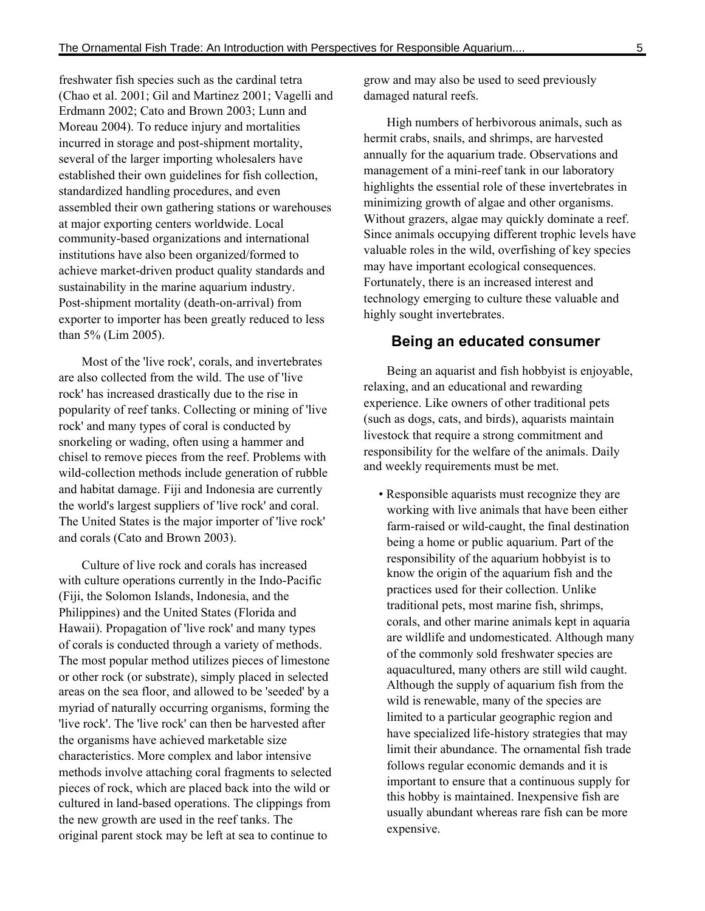freshwater fish species such as the cardinal tetra (Chao et al. 2001; Gil and Martinez 2001; Vagelli and Erdmann 2002; Cato and Brown 2003; Lunn and Moreau 2004). To reduce injury and mortalities incurred in storage and post-shipment mortality, several of the larger importing wholesalers have established their own guidelines for fish collection, standardized handling procedures, and even assembled their own gathering stations or warehouses at major exporting centers worldwide. Local community-based organizations and international institutions have also been organized/formed to achieve market-driven product quality standards and sustainability in the marine aquarium industry. Post-shipment mortality (death-on-arrival) from exporter to importer has been greatly reduced to less than 5% (Lim 2005).

Most of the 'live rock', corals, and invertebrates are also collected from the wild. The use of 'live rock' has increased drastically due to the rise in popularity of reef tanks. Collecting or mining of 'live rock' and many types of coral is conducted by snorkeling or wading, often using a hammer and chisel to remove pieces from the reef. Problems with wild-collection methods include generation of rubble and habitat damage. Fiji and Indonesia are currently the world's largest suppliers of 'live rock' and coral. The United States is the major importer of 'live rock' and corals (Cato and Brown 2003).

Culture of live rock and corals has increased with culture operations currently in the Indo-Pacific (Fiji, the Solomon Islands, Indonesia, and the Philippines) and the United States (Florida and Hawaii). Propagation of 'live rock' and many types of corals is conducted through a variety of methods. The most popular method utilizes pieces of limestone or other rock (or substrate), simply placed in selected areas on the sea floor, and allowed to be 'seeded' by a myriad of naturally occurring organisms, forming the 'live rock'. The 'live rock' can then be harvested after the organisms have achieved marketable size characteristics. More complex and labor intensive methods involve attaching coral fragments to selected pieces of rock, which are placed back into the wild or cultured in land-based operations. The clippings from the new growth are used in the reef tanks. The original parent stock may be left at sea to continue to grow and may also be used to seed previously damaged natural reefs.

High numbers of herbivorous animals, such as hermit crabs, snails, and shrimps, are harvested annually for the aquarium trade. Observations and management of a mini-reef tank in our laboratory highlights the essential role of these invertebrates in minimizing growth of algae and other organisms. Without grazers, algae may quickly dominate a reef. Since animals occupying different trophic levels have valuable roles in the wild, overfishing of key species may have important ecological consequences. Fortunately, there is an increased interest and technology emerging to culture these valuable and highly sought invertebrates.

## Being an educated consumer

Being an aquarist and fish hobbyist is enjoyable, relaxing, and an educational and rewarding experience. Like owners of other traditional pets (such as dogs, cats, and birds), aquarists maintain livestock that require a strong commitment and responsibility for the welfare of the animals. Daily and weekly requirements must be met.

- Responsible aquarists must recognize they are working with live animals that have been either farm-raised or wild-caught, the final destination being a home or public aquarium. Part of the responsibility of the aquarium hobbyist is to know the origin of the aquarium fish and the practices used for their collection. Unlike traditional pets, most marine fish, shrimps, corals, and other marine animals kept in aquaria are wildlife and undomesticated. Although many of the commonly sold freshwater species are aquacultured, many others are still wild caught. Although the supply of aquarium fish from the wild is renewable, many of the species are limited to a particular geographic region and have specialized life-history strategies that may limit their abundance. The ornamental fish trade follows regular economic demands and it is important to ensure that a continuous supply for this hobby is maintained. Inexpensive fish are usually abundant whereas rare fish can be more expensive.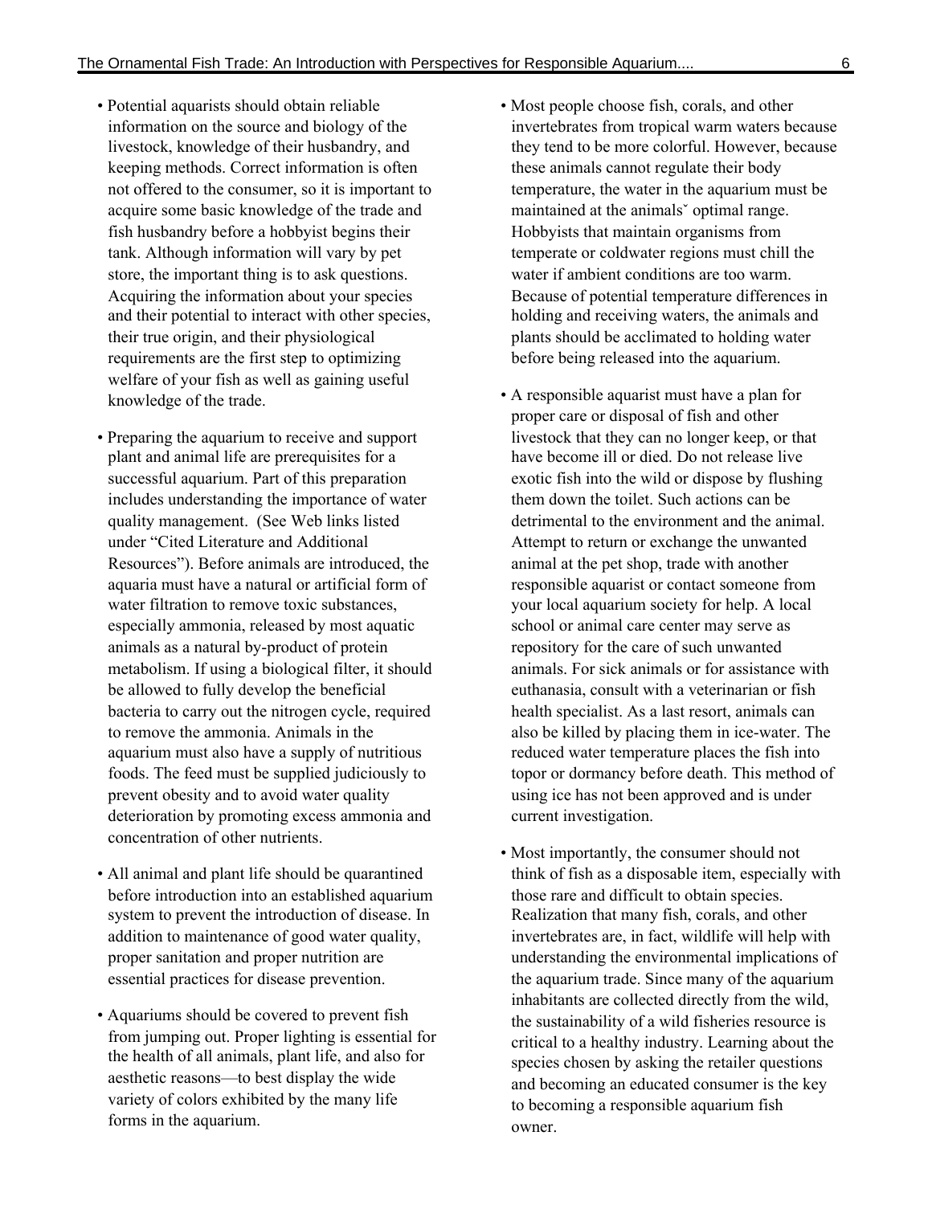- Potential aquarists should obtain reliable information on the source and biology of the livestock, knowledge of their husbandry, and keeping methods. Correct information is often not offered to the consumer, so it is important to acquire some basic knowledge of the trade and fish husbandry before a hobbyist begins their tank. Although information will vary by pet store, the important thing is to ask questions. Acquiring the information about your species and their potential to interact with other species, their true origin, and their physiological requirements are the first step to optimizing welfare of your fish as well as gaining useful knowledge of the trade.

- Preparing the aquarium to receive and support plant and animal life are prerequisites for a successful aquarium. Part of this preparation includes understanding the importance of water quality management. (See Web links listed under "Cited Literature and Additional Resources"). Before animals are introduced, the aquaria must have a natural or artificial form of water filtration to remove toxic substances, especially ammonia, released by most aquatic animals as a natural by-product of protein metabolism. If using a biological filter, it should be allowed to fully develop the beneficial bacteria to carry out the nitrogen cycle, required to remove the ammonia. Animals in the aquarium must also have a supply of nutritious foods. The feed must be supplied judiciously to prevent obesity and to avoid water quality deterioration by promoting excess ammonia and concentration of other nutrients.

- All animal and plant life should be quarantined before introduction into an established aquarium system to prevent the introduction of disease. In addition to maintenance of good water quality, proper sanitation and proper nutrition are essential practices for disease prevention.

- Aquariums should be covered to prevent fish from jumping out. Proper lighting is essential for the health of all animals, plant life, and also for aesthetic reasons—to best display the wide variety of colors exhibited by the many life forms in the aquarium.

- Most people choose fish, corals, and other invertebrates from tropical warm waters because they tend to be more colorful. However, because these animals cannot regulate their body temperature, the water in the aquarium must be maintained at the animalsˇ optimal range. Hobbyists that maintain organisms from temperate or coldwater regions must chill the water if ambient conditions are too warm. Because of potential temperature differences in holding and receiving waters, the animals and plants should be acclimated to holding water before being released into the aquarium.

- A responsible aquarist must have a plan for proper care or disposal of fish and other livestock that they can no longer keep, or that have become ill or died. Do not release live exotic fish into the wild or dispose by flushing them down the toilet. Such actions can be detrimental to the environment and the animal. Attempt to return or exchange the unwanted animal at the pet shop, trade with another responsible aquarist or contact someone from your local aquarium society for help. A local school or animal care center may serve as repository for the care of such unwanted animals. For sick animals or for assistance with euthanasia, consult with a veterinarian or fish health specialist. As a last resort, animals can also be killed by placing them in ice-water. The reduced water temperature places the fish into topor or dormancy before death. This method of using ice has not been approved and is under current investigation.

- Most importantly, the consumer should not think of fish as a disposable item, especially with those rare and difficult to obtain species. Realization that many fish, corals, and other invertebrates are, in fact, wildlife will help with understanding the environmental implications of the aquarium trade. Since many of the aquarium inhabitants are collected directly from the wild, the sustainability of a wild fisheries resource is critical to a healthy industry. Learning about the species chosen by asking the retailer questions and becoming an educated consumer is the key to becoming a responsible aquarium fish owner.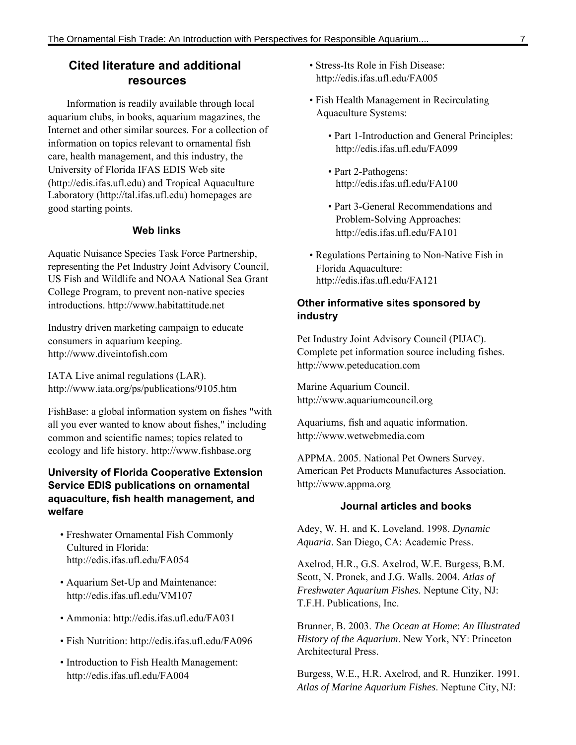## Cited literature and additional resources

Information is readily available through local aquarium clubs, in books, aquarium magazines, the Internet and other similar sources. For a collection of information on topics relevant to ornamental fish care, health management, and this industry, the University of Florida IFAS EDIS Web site (http://edis.ifas.ufl.edu) and Tropical Aquaculture Laboratory (http://tal.ifas.ufl.edu) homepages are good starting points.

### Web links

Aquatic Nuisance Species Task Force Partnership, representing the Pet Industry Joint Advisory Council, US Fish and Wildlife and NOAA National Sea Grant College Program, to prevent non-native species introductions. http://www.habitattitude.net

Industry driven marketing campaign to educate consumers in aquarium keeping. http://www.diveintofish.com

IATA Live animal regulations (LAR). http://www.iata.org/ps/publications/9105.htm

FishBase: a global information system on fishes "with all you ever wanted to know about fishes," including common and scientific names; topics related to ecology and life history. http://www.fishbase.org

### University of Florida Cooperative Extension Service EDIS publications on ornamental aquaculture, fish health management, and welfare

- Freshwater Ornamental Fish Commonly Cultured in Florida: http://edis.ifas.ufl.edu/FA054
- Aquarium Set-Up and Maintenance: http://edis.ifas.ufl.edu/VM107
- Ammonia: http://edis.ifas.ufl.edu/FA031
- Fish Nutrition: http://edis.ifas.ufl.edu/FA096
- Introduction to Fish Health Management: http://edis.ifas.ufl.edu/FA004
- Stress-Its Role in Fish Disease: http://edis.ifas.ufl.edu/FA005
- Fish Health Management in Recirculating Aquaculture Systems:
  - Part 1-Introduction and General Principles: http://edis.ifas.ufl.edu/FA099
  - Part 2-Pathogens: http://edis.ifas.ufl.edu/FA100
  - Part 3-General Recommendations and Problem-Solving Approaches: http://edis.ifas.ufl.edu/FA101
- Regulations Pertaining to Non-Native Fish in Florida Aquaculture: http://edis.ifas.ufl.edu/FA121

### Other informative sites sponsored by industry

Pet Industry Joint Advisory Council (PIJAC). Complete pet information source including fishes. http://www.peteducation.com

Marine Aquarium Council. http://www.aquariumcouncil.org

Aquariums, fish and aquatic information. http://www.wetwebmedia.com

APPMA. 2005. National Pet Owners Survey. American Pet Products Manufactures Association. http://www.appma.org

### Journal articles and books

Adey, W. H. and K. Loveland. 1998. *Dynamic Aquaria*. San Diego, CA: Academic Press.

Axelrod, H.R., G.S. Axelrod, W.E. Burgess, B.M. Scott, N. Pronek, and J.G. Walls. 2004. *Atlas of Freshwater Aquarium Fishes.* Neptune City, NJ: T.F.H. Publications, Inc.

Brunner, B. 2003. *The Ocean at Home*: *An Illustrated History of the Aquarium*. New York, NY: Princeton Architectural Press.

Burgess, W.E., H.R. Axelrod, and R. Hunziker. 1991. *Atlas of Marine Aquarium Fishes*. Neptune City, NJ: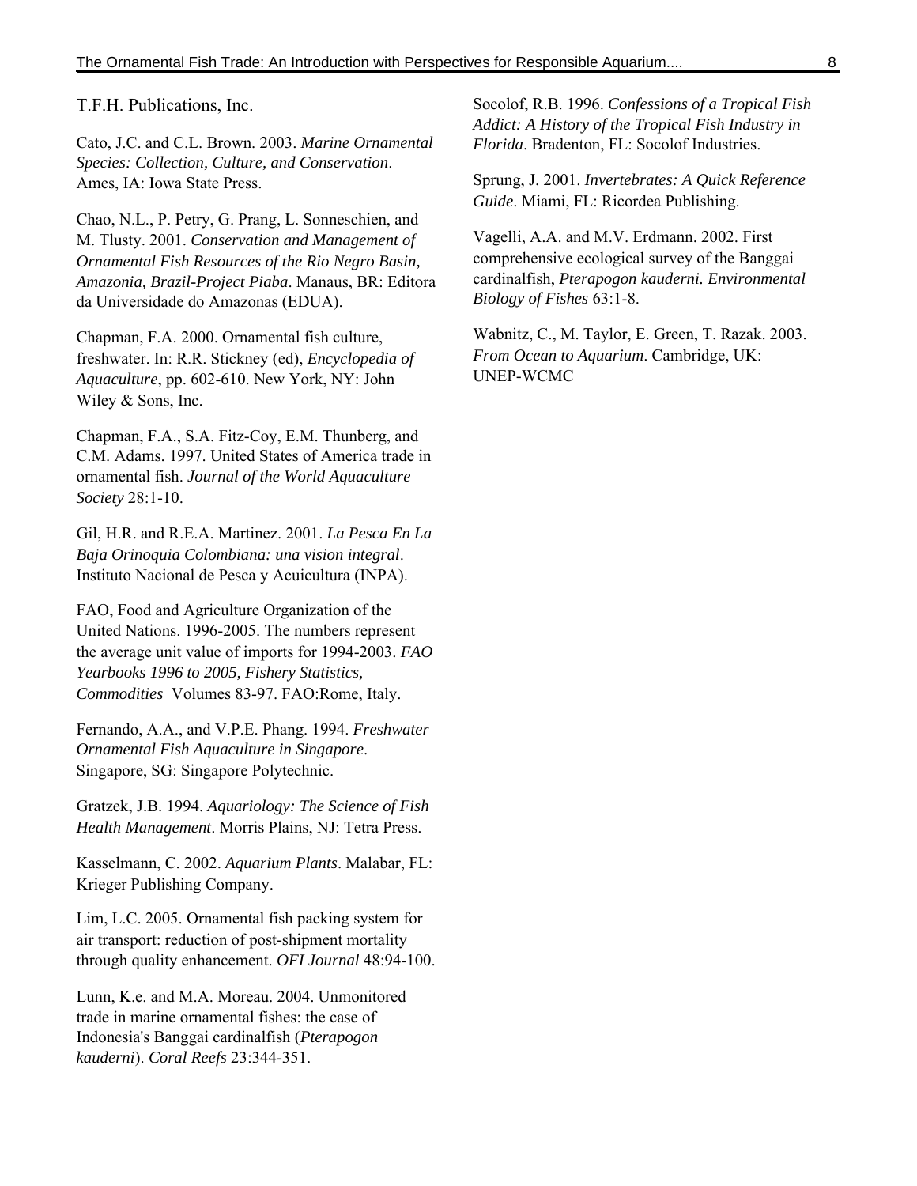T.F.H. Publications, Inc.

Cato, J.C. and C.L. Brown. 2003. *Marine Ornamental Species: Collection, Culture, and Conservation*. Ames, IA: Iowa State Press.

Chao, N.L., P. Petry, G. Prang, L. Sonneschien, and M. Tlusty. 2001. *Conservation and Management of Ornamental Fish Resources of the Rio Negro Basin, Amazonia, Brazil-Project Piaba*. Manaus, BR: Editora da Universidade do Amazonas (EDUA).

Chapman, F.A. 2000. Ornamental fish culture, freshwater. In: R.R. Stickney (ed), *Encyclopedia of Aquaculture*, pp. 602-610. New York, NY: John Wiley & Sons, Inc.

Chapman, F.A., S.A. Fitz-Coy, E.M. Thunberg, and C.M. Adams. 1997. United States of America trade in ornamental fish. *Journal of the World Aquaculture Society* 28:1-10.

Gil, H.R. and R.E.A. Martinez. 2001. *La Pesca En La Baja Orinoquia Colombiana: una vision integral*. Instituto Nacional de Pesca y Acuicultura (INPA).

FAO, Food and Agriculture Organization of the United Nations. 1996-2005. The numbers represent the average unit value of imports for 1994-2003. *FAO Yearbooks 1996 to 2005, Fishery Statistics, Commodities* Volumes 83-97. FAO:Rome, Italy.

Fernando, A.A., and V.P.E. Phang. 1994. *Freshwater Ornamental Fish Aquaculture in Singapore*. Singapore, SG: Singapore Polytechnic.

Gratzek, J.B. 1994. *Aquariology: The Science of Fish Health Management*. Morris Plains, NJ: Tetra Press.

Kasselmann, C. 2002. *Aquarium Plants*. Malabar, FL: Krieger Publishing Company.

Lim, L.C. 2005. Ornamental fish packing system for air transport: reduction of post-shipment mortality through quality enhancement. *OFI Journal* 48:94-100.

Lunn, K.e. and M.A. Moreau. 2004. Unmonitored trade in marine ornamental fishes: the case of Indonesia's Banggai cardinalfish (*Pterapogon kauderni*). *Coral Reefs* 23:344-351.

Socolof, R.B. 1996. *Confessions of a Tropical Fish Addict: A History of the Tropical Fish Industry in Florida*. Bradenton, FL: Socolof Industries.

Sprung, J. 2001. *Invertebrates: A Quick Reference Guide*. Miami, FL: Ricordea Publishing.

Vagelli, A.A. and M.V. Erdmann. 2002. First comprehensive ecological survey of the Banggai cardinalfish, *Pterapogon kauderni. Environmental Biology of Fishes* 63:1-8.

Wabnitz, C., M. Taylor, E. Green, T. Razak. 2003. *From Ocean to Aquarium*. Cambridge, UK: UNEP-WCMC